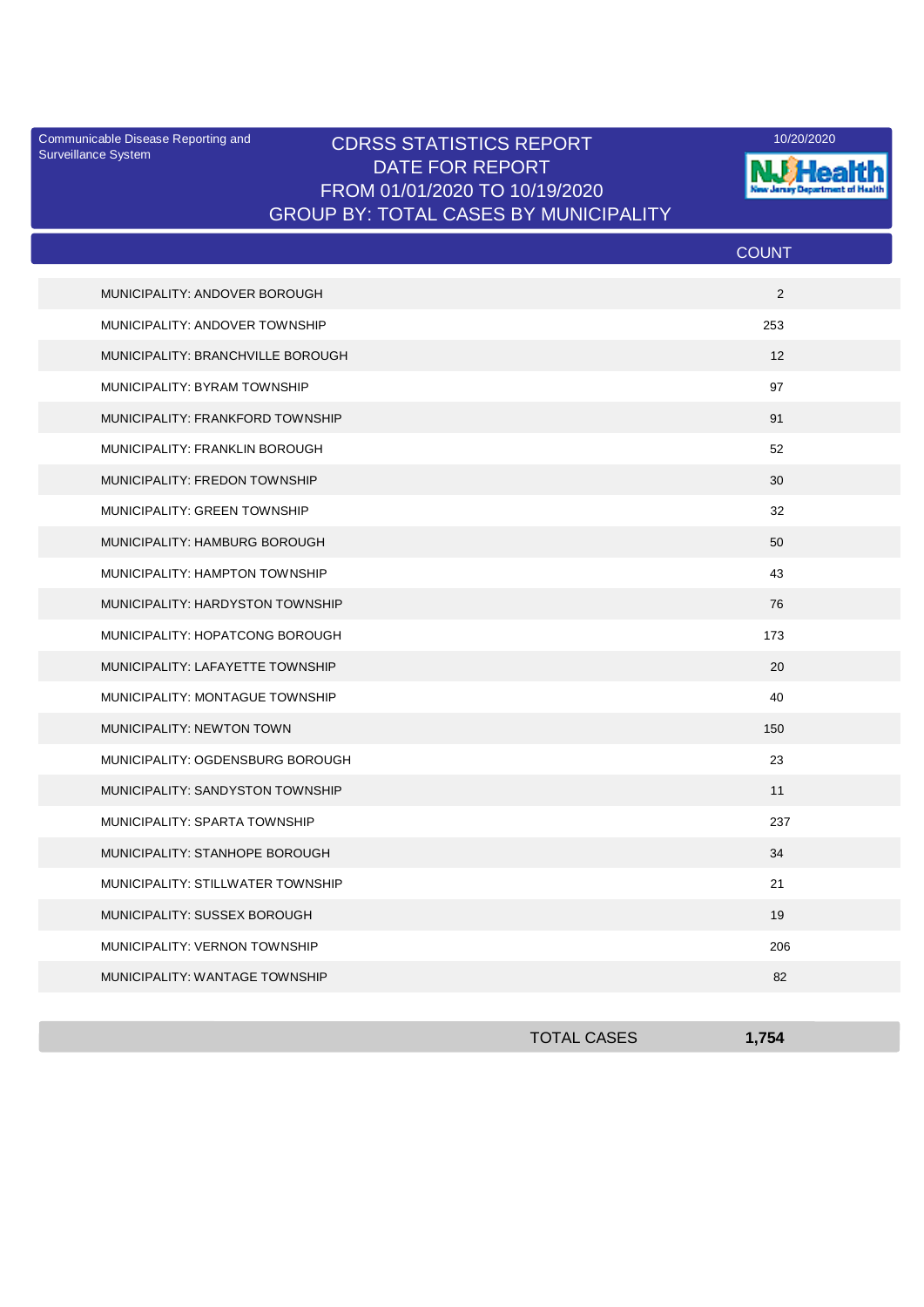Communicable Disease Reporting and Surveillance System

# CDRSS STATISTICS REPORT
## DATE FOR REPORT
## FROM 01/01/2020 TO 10/19/2020
## GROUP BY: TOTAL CASES BY MUNICIPALITY

10/20/2020

NJ Health New Jersey Department of Health

| | COUNT |
|---|---|
| MUNICIPALITY: ANDOVER BOROUGH | 2 |
| MUNICIPALITY: ANDOVER TOWNSHIP | 253 |
| MUNICIPALITY: BRANCHVILLE BOROUGH | 12 |
| MUNICIPALITY: BYRAM TOWNSHIP | 97 |
| MUNICIPALITY: FRANKFORD TOWNSHIP | 91 |
| MUNICIPALITY: FRANKLIN BOROUGH | 52 |
| MUNICIPALITY: FREDON TOWNSHIP | 30 |
| MUNICIPALITY: GREEN TOWNSHIP | 32 |
| MUNICIPALITY: HAMBURG BOROUGH | 50 |
| MUNICIPALITY: HAMPTON TOWNSHIP | 43 |
| MUNICIPALITY: HARDYSTON TOWNSHIP | 76 |
| MUNICIPALITY: HOPATCONG BOROUGH | 173 |
| MUNICIPALITY: LAFAYETTE TOWNSHIP | 20 |
| MUNICIPALITY: MONTAGUE TOWNSHIP | 40 |
| MUNICIPALITY: NEWTON TOWN | 150 |
| MUNICIPALITY: OGDENSBURG BOROUGH | 23 |
| MUNICIPALITY: SANDYSTON TOWNSHIP | 11 |
| MUNICIPALITY: SPARTA TOWNSHIP | 237 |
| MUNICIPALITY: STANHOPE BOROUGH | 34 |
| MUNICIPALITY: STILLWATER TOWNSHIP | 21 |
| MUNICIPALITY: SUSSEX BOROUGH | 19 |
| MUNICIPALITY: VERNON TOWNSHIP | 206 |
| MUNICIPALITY: WANTAGE TOWNSHIP | 82 |
| TOTAL CASES | **1,754** |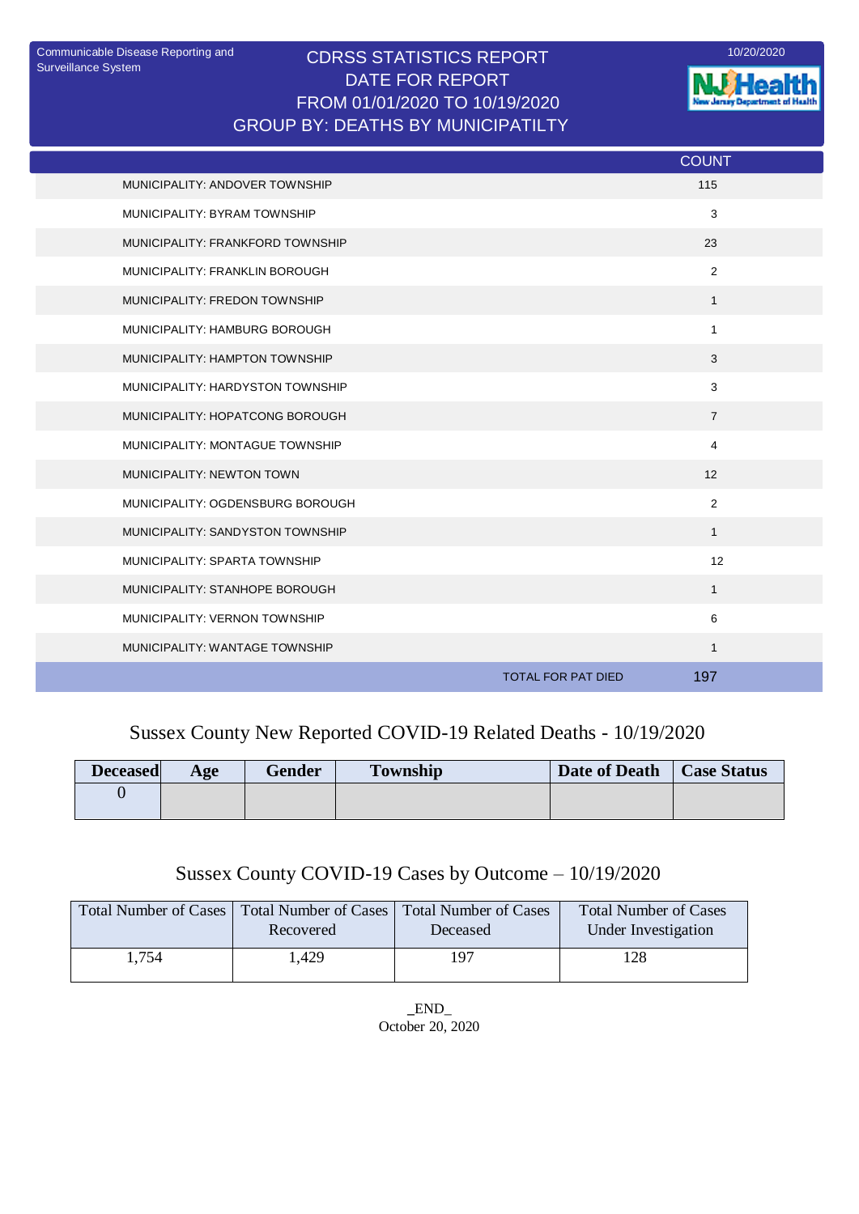Communicable Disease Reporting and Surveillance System

# CDRSS STATISTICS REPORT
## DATE FOR REPORT
## FROM 01/01/2020 TO 10/19/2020
## GROUP BY: DEATHS BY MUNICIPATILTY

10/20/2020

| | COUNT |
|---|---|
| MUNICIPALITY: ANDOVER TOWNSHIP | 115 |
| MUNICIPALITY: BYRAM TOWNSHIP | 3 |
| MUNICIPALITY: FRANKFORD TOWNSHIP | 23 |
| MUNICIPALITY: FRANKLIN BOROUGH | 2 |
| MUNICIPALITY: FREDON TOWNSHIP | 1 |
| MUNICIPALITY: HAMBURG BOROUGH | 1 |
| MUNICIPALITY: HAMPTON TOWNSHIP | 3 |
| MUNICIPALITY: HARDYSTON TOWNSHIP | 3 |
| MUNICIPALITY: HOPATCONG BOROUGH | 7 |
| MUNICIPALITY: MONTAGUE TOWNSHIP | 4 |
| MUNICIPALITY: NEWTON TOWN | 12 |
| MUNICIPALITY: OGDENSBURG BOROUGH | 2 |
| MUNICIPALITY: SANDYSTON TOWNSHIP | 1 |
| MUNICIPALITY: SPARTA TOWNSHIP | 12 |
| MUNICIPALITY: STANHOPE BOROUGH | 1 |
| MUNICIPALITY: VERNON TOWNSHIP | 6 |
| MUNICIPALITY: WANTAGE TOWNSHIP | 1 |
| TOTAL FOR PAT DIED | 197 |

## Sussex County New Reported COVID-19 Related Deaths - 10/19/2020

| Deceased | Age | Gender | Township | Date of Death | Case Status |
|---|---|---|---|---|---|
| 0 | | | | | |

## Sussex County COVID-19 Cases by Outcome – 10/19/2020

| Total Number of Cases | Total Number of Cases Recovered | Total Number of Cases Deceased | Total Number of Cases Under Investigation |
|---|---|---|---|
| 1,754 | 1,429 | 197 | 128 |

_END_
October 20, 2020